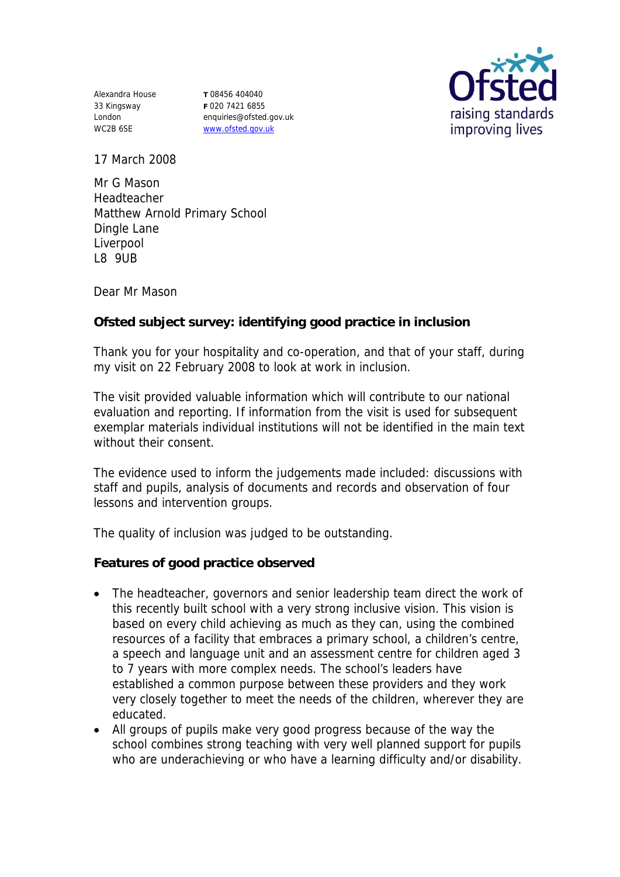Alexandra House
33 Kingsway
London
WC2B 6SE

**T** 08456 404040
**F** 020 7421 6855
enquiries@ofsted.gov.uk
www.ofsted.gov.uk

17 March 2008

Mr G Mason
Headteacher
Matthew Arnold Primary School
Dingle Lane
Liverpool
L8 9UB

Dear Mr Mason

**Ofsted subject survey: identifying good practice in inclusion**

Thank you for your hospitality and co-operation, and that of your staff, during my visit on 22 February 2008 to look at work in inclusion.

The visit provided valuable information which will contribute to our national evaluation and reporting. If information from the visit is used for subsequent exemplar materials individual institutions will not be identified in the main text without their consent.

The evidence used to inform the judgements made included: discussions with staff and pupils, analysis of documents and records and observation of four lessons and intervention groups.

The quality of inclusion was judged to be outstanding.

**Features of good practice observed**

- The headteacher, governors and senior leadership team direct the work of this recently built school with a very strong inclusive vision. This vision is based on every child achieving as much as they can, using the combined resources of a facility that embraces a primary school, a children's centre, a speech and language unit and an assessment centre for children aged 3 to 7 years with more complex needs. The school's leaders have established a common purpose between these providers and they work very closely together to meet the needs of the children, wherever they are educated.
- All groups of pupils make very good progress because of the way the school combines strong teaching with very well planned support for pupils who are underachieving or who have a learning difficulty and/or disability.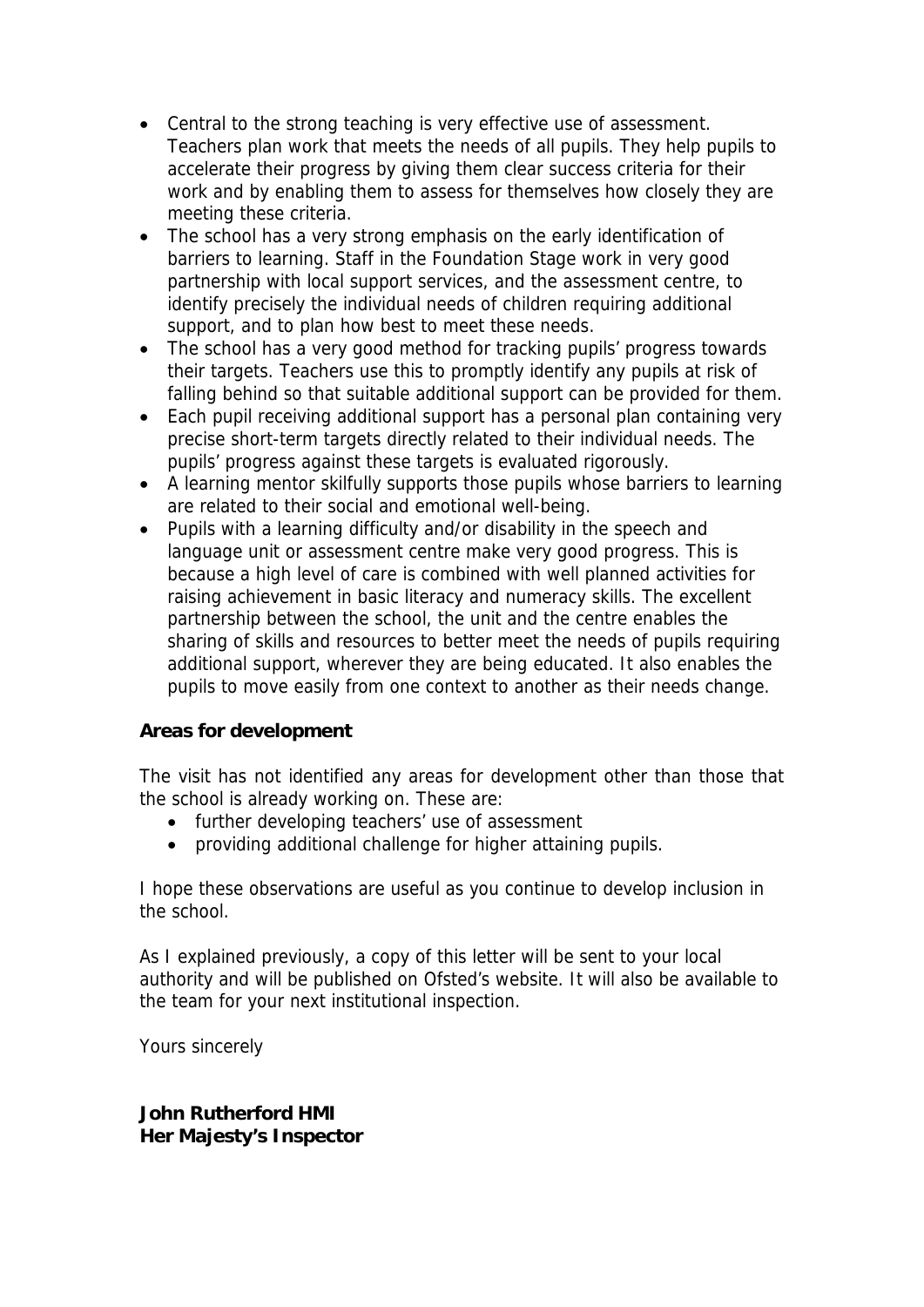- Central to the strong teaching is very effective use of assessment. Teachers plan work that meets the needs of all pupils. They help pupils to accelerate their progress by giving them clear success criteria for their work and by enabling them to assess for themselves how closely they are meeting these criteria.
- The school has a very strong emphasis on the early identification of barriers to learning. Staff in the Foundation Stage work in very good partnership with local support services, and the assessment centre, to identify precisely the individual needs of children requiring additional support, and to plan how best to meet these needs.
- The school has a very good method for tracking pupils' progress towards their targets. Teachers use this to promptly identify any pupils at risk of falling behind so that suitable additional support can be provided for them.
- Each pupil receiving additional support has a personal plan containing very precise short-term targets directly related to their individual needs. The pupils' progress against these targets is evaluated rigorously.
- A learning mentor skilfully supports those pupils whose barriers to learning are related to their social and emotional well-being.
- Pupils with a learning difficulty and/or disability in the speech and language unit or assessment centre make very good progress. This is because a high level of care is combined with well planned activities for raising achievement in basic literacy and numeracy skills. The excellent partnership between the school, the unit and the centre enables the sharing of skills and resources to better meet the needs of pupils requiring additional support, wherever they are being educated. It also enables the pupils to move easily from one context to another as their needs change.

**Areas for development**

The visit has not identified any areas for development other than those that the school is already working on. These are:

- further developing teachers' use of assessment
- providing additional challenge for higher attaining pupils.

I hope these observations are useful as you continue to develop inclusion in the school.

As I explained previously, a copy of this letter will be sent to your local authority and will be published on Ofsted's website. It will also be available to the team for your next institutional inspection.

Yours sincerely

**John Rutherford HMI**
**Her Majesty's Inspector**